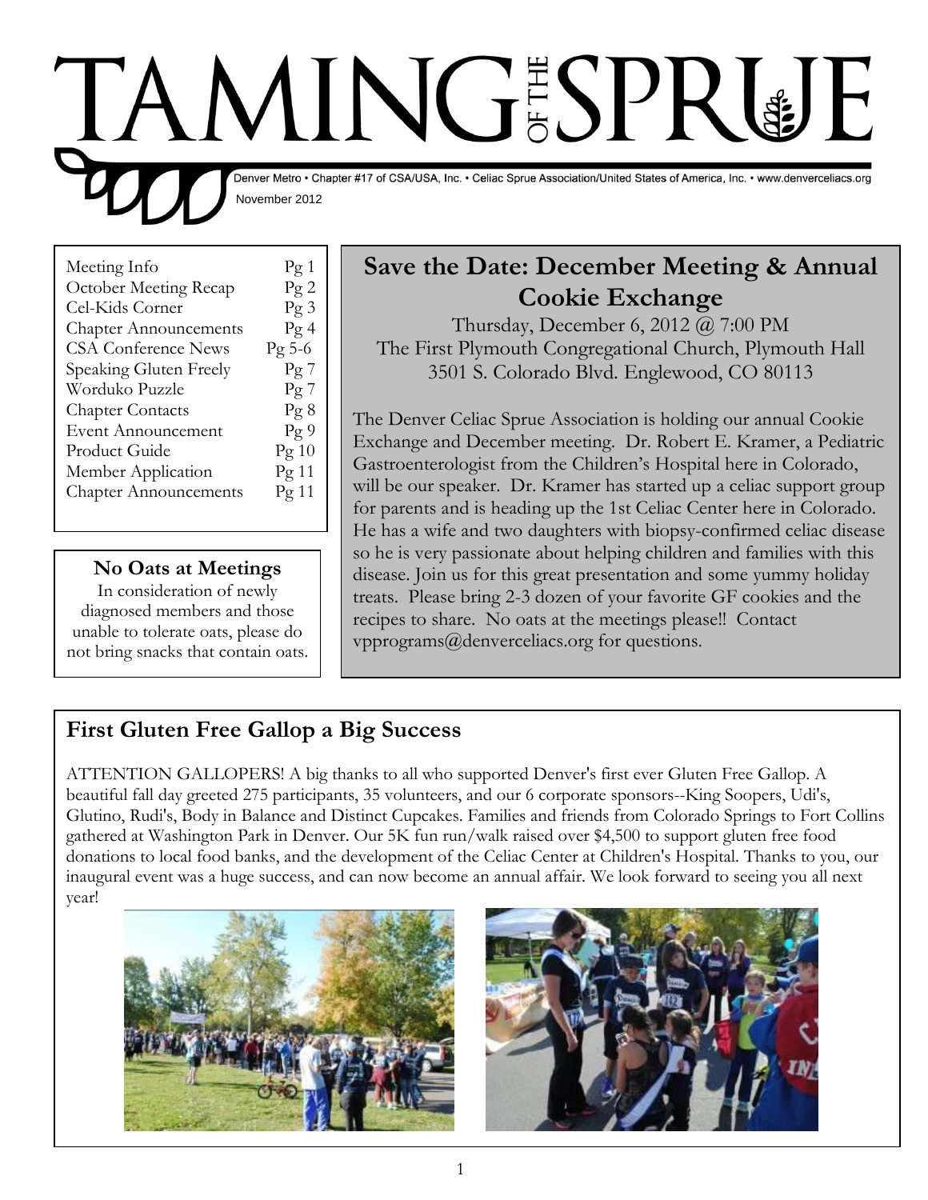# TAMING OF THE SPRUE

Denver Metro • Chapter #17 of CSA/USA, Inc. • Celiac Sprue Association/United States of America, Inc. • www.denverceliacs.org

November 2012

| | |
|---|---|
| Meeting Info | Pg 1 |
| October Meeting Recap | Pg 2 |
| Cel-Kids Corner | Pg 3 |
| Chapter Announcements | Pg 4 |
| CSA Conference News | Pg 5-6 |
| Speaking Gluten Freely | Pg 7 |
| Worduko Puzzle | Pg 7 |
| Chapter Contacts | Pg 8 |
| Event Announcement | Pg 9 |
| Product Guide | Pg 10 |
| Member Application | Pg 11 |
| Chapter Announcements | Pg 11 |

## Save the Date: December Meeting & Annual Cookie Exchange

Thursday, December 6, 2012 @ 7:00 PM
The First Plymouth Congregational Church, Plymouth Hall
3501 S. Colorado Blvd. Englewood, CO 80113

The Denver Celiac Sprue Association is holding our annual Cookie Exchange and December meeting. Dr. Robert E. Kramer, a Pediatric Gastroenterologist from the Children's Hospital here in Colorado, will be our speaker. Dr. Kramer has started up a celiac support group for parents and is heading up the 1st Celiac Center here in Colorado. He has a wife and two daughters with biopsy-confirmed celiac disease so he is very passionate about helping children and families with this disease. Join us for this great presentation and some yummy holiday treats. Please bring 2-3 dozen of your favorite GF cookies and the recipes to share. No oats at the meetings please!! Contact vpprograms@denverceliacs.org for questions.

### No Oats at Meetings

In consideration of newly diagnosed members and those unable to tolerate oats, please do not bring snacks that contain oats.

## First Gluten Free Gallop a Big Success

ATTENTION GALLOPERS! A big thanks to all who supported Denver's first ever Gluten Free Gallop. A beautiful fall day greeted 275 participants, 35 volunteers, and our 6 corporate sponsors--King Soopers, Udi's, Glutino, Rudi's, Body in Balance and Distinct Cupcakes. Families and friends from Colorado Springs to Fort Collins gathered at Washington Park in Denver. Our 5K fun run/walk raised over $4,500 to support gluten free food donations to local food banks, and the development of the Celiac Center at Children's Hospital. Thanks to you, our inaugural event was a huge success, and can now become an annual affair. We look forward to seeing you all next year!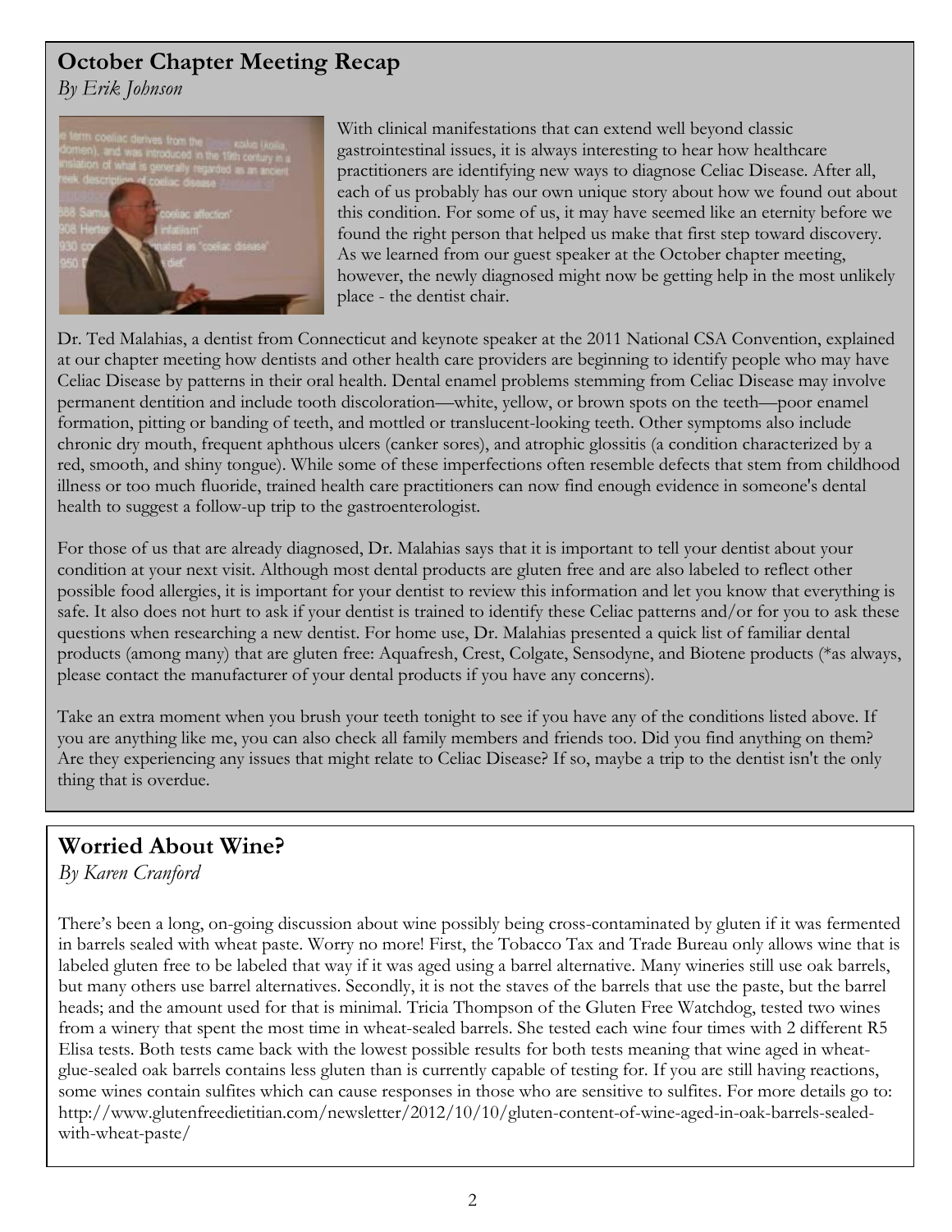## October Chapter Meeting Recap

*By Erik Johnson*

With clinical manifestations that can extend well beyond classic gastrointestinal issues, it is always interesting to hear how healthcare practitioners are identifying new ways to diagnose Celiac Disease. After all, each of us probably has our own unique story about how we found out about this condition. For some of us, it may have seemed like an eternity before we found the right person that helped us make that first step toward discovery. As we learned from our guest speaker at the October chapter meeting, however, the newly diagnosed might now be getting help in the most unlikely place - the dentist chair.

Dr. Ted Malahias, a dentist from Connecticut and keynote speaker at the 2011 National CSA Convention, explained at our chapter meeting how dentists and other health care providers are beginning to identify people who may have Celiac Disease by patterns in their oral health. Dental enamel problems stemming from Celiac Disease may involve permanent dentition and include tooth discoloration—white, yellow, or brown spots on the teeth—poor enamel formation, pitting or banding of teeth, and mottled or translucent-looking teeth. Other symptoms also include chronic dry mouth, frequent aphthous ulcers (canker sores), and atrophic glossitis (a condition characterized by a red, smooth, and shiny tongue). While some of these imperfections often resemble defects that stem from childhood illness or too much fluoride, trained health care practitioners can now find enough evidence in someone's dental health to suggest a follow-up trip to the gastroenterologist.

For those of us that are already diagnosed, Dr. Malahias says that it is important to tell your dentist about your condition at your next visit. Although most dental products are gluten free and are also labeled to reflect other possible food allergies, it is important for your dentist to review this information and let you know that everything is safe. It also does not hurt to ask if your dentist is trained to identify these Celiac patterns and/or for you to ask these questions when researching a new dentist. For home use, Dr. Malahias presented a quick list of familiar dental products (among many) that are gluten free: Aquafresh, Crest, Colgate, Sensodyne, and Biotene products (*as always, please contact the manufacturer of your dental products if you have any concerns).

Take an extra moment when you brush your teeth tonight to see if you have any of the conditions listed above. If you are anything like me, you can also check all family members and friends too. Did you find anything on them? Are they experiencing any issues that might relate to Celiac Disease? If so, maybe a trip to the dentist isn't the only thing that is overdue.

## Worried About Wine?

*By Karen Cranford*

There's been a long, on-going discussion about wine possibly being cross-contaminated by gluten if it was fermented in barrels sealed with wheat paste. Worry no more! First, the Tobacco Tax and Trade Bureau only allows wine that is labeled gluten free to be labeled that way if it was aged using a barrel alternative. Many wineries still use oak barrels, but many others use barrel alternatives. Secondly, it is not the staves of the barrels that use the paste, but the barrel heads; and the amount used for that is minimal. Tricia Thompson of the Gluten Free Watchdog, tested two wines from a winery that spent the most time in wheat-sealed barrels. She tested each wine four times with 2 different R5 Elisa tests. Both tests came back with the lowest possible results for both tests meaning that wine aged in wheat-glue-sealed oak barrels contains less gluten than is currently capable of testing for. If you are still having reactions, some wines contain sulfites which can cause responses in those who are sensitive to sulfites. For more details go to: http://www.glutenfreedietitian.com/newsletter/2012/10/10/gluten-content-of-wine-aged-in-oak-barrels-sealed-with-wheat-paste/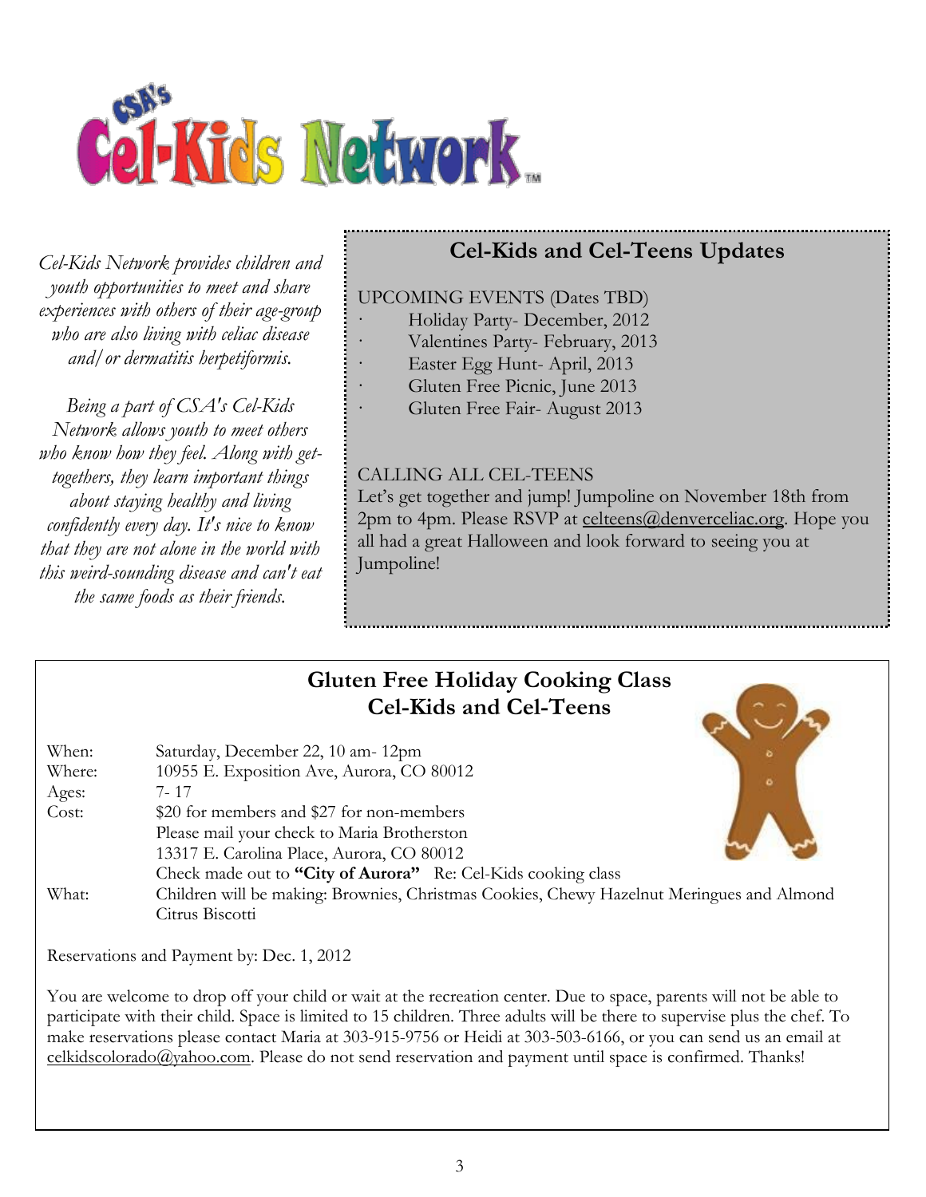# CSA's Cel-Kids Network™

*Cel-Kids Network provides children and youth opportunities to meet and share experiences with others of their age-group who are also living with celiac disease and/or dermatitis herpetiformis.*

*Being a part of CSA's Cel-Kids Network allows youth to meet others who know how they feel. Along with get-togethers, they learn important things about staying healthy and living confidently every day. It's nice to know that they are not alone in the world with this weird-sounding disease and can't eat the same foods as their friends.*

## Cel-Kids and Cel-Teens Updates

UPCOMING EVENTS (Dates TBD)

- Holiday Party- December, 2012
- Valentines Party- February, 2013
- Easter Egg Hunt- April, 2013
- Gluten Free Picnic, June 2013
- Gluten Free Fair- August 2013

CALLING ALL CEL-TEENS

Let's get together and jump! Jumpoline on November 18th from 2pm to 4pm. Please RSVP at celteens@denverceliac.org. Hope you all had a great Halloween and look forward to seeing you at Jumpoline!

## Gluten Free Holiday Cooking Class
## Cel-Kids and Cel-Teens

| | |
|---|---|
| When: | Saturday, December 22, 10 am- 12pm |
| Where: | 10955 E. Exposition Ave, Aurora, CO 80012 |
| Ages: | 7- 17 |
| Cost: | $20 for members and $27 for non-members<br>Please mail your check to Maria Brotherston<br>13317 E. Carolina Place, Aurora, CO 80012<br>Check made out to **"City of Aurora"** Re: Cel-Kids cooking class |
| What: | Children will be making: Brownies, Christmas Cookies, Chewy Hazelnut Meringues and Almond Citrus Biscotti |

Reservations and Payment by: Dec. 1, 2012

You are welcome to drop off your child or wait at the recreation center. Due to space, parents will not be able to participate with their child. Space is limited to 15 children. Three adults will be there to supervise plus the chef. To make reservations please contact Maria at 303-915-9756 or Heidi at 303-503-6166, or you can send us an email at celkidscolorado@yahoo.com. Please do not send reservation and payment until space is confirmed. Thanks!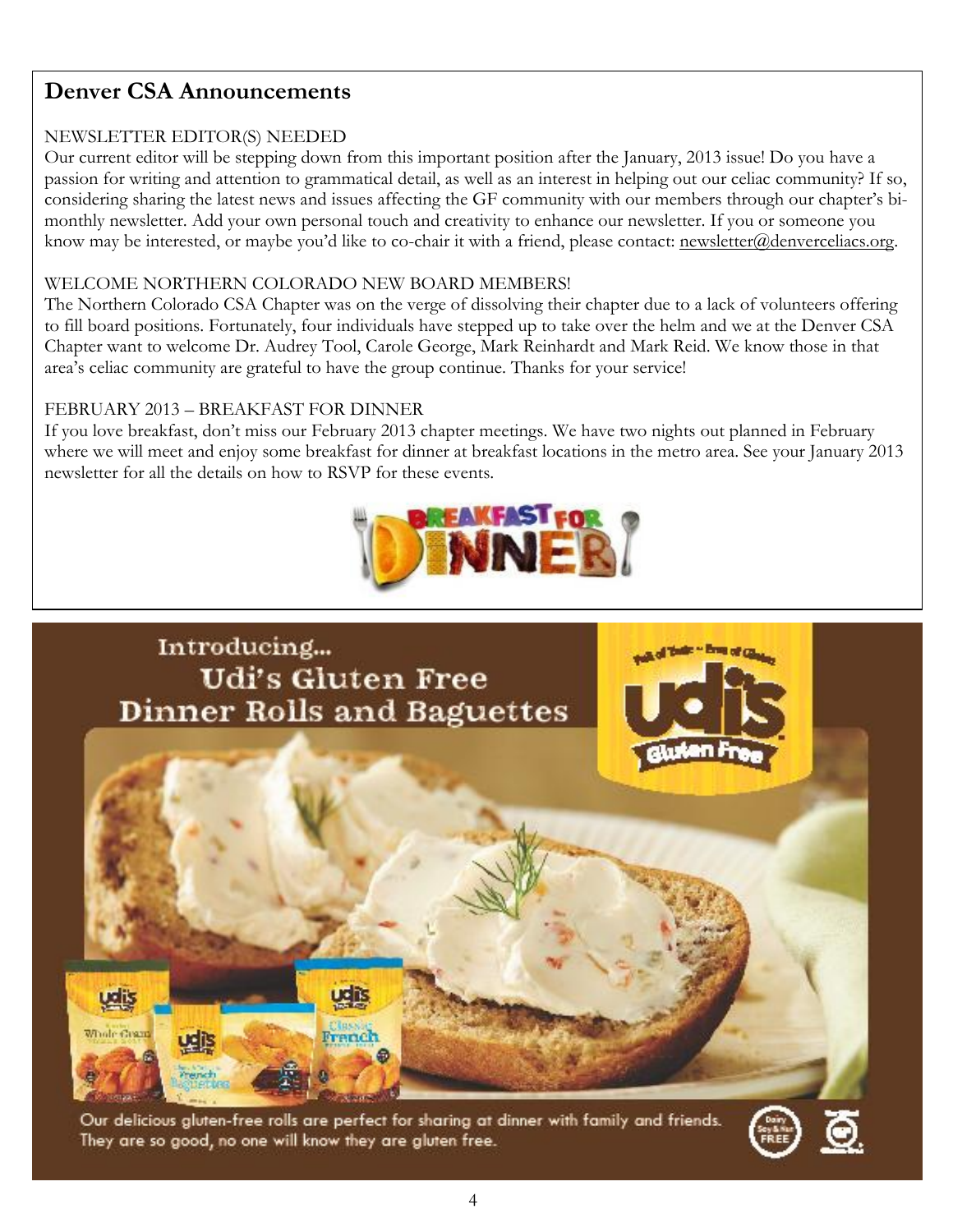## Denver CSA Announcements

NEWSLETTER EDITOR(S) NEEDED

Our current editor will be stepping down from this important position after the January, 2013 issue! Do you have a passion for writing and attention to grammatical detail, as well as an interest in helping out our celiac community? If so, considering sharing the latest news and issues affecting the GF community with our members through our chapter's bi-monthly newsletter. Add your own personal touch and creativity to enhance our newsletter. If you or someone you know may be interested, or maybe you'd like to co-chair it with a friend, please contact: newsletter@denverceliacs.org.

WELCOME NORTHERN COLORADO NEW BOARD MEMBERS!

The Northern Colorado CSA Chapter was on the verge of dissolving their chapter due to a lack of volunteers offering to fill board positions. Fortunately, four individuals have stepped up to take over the helm and we at the Denver CSA Chapter want to welcome Dr. Audrey Tool, Carole George, Mark Reinhardt and Mark Reid. We know those in that area's celiac community are grateful to have the group continue. Thanks for your service!

FEBRUARY 2013 – BREAKFAST FOR DINNER

If you love breakfast, don't miss our February 2013 chapter meetings. We have two nights out planned in February where we will meet and enjoy some breakfast for dinner at breakfast locations in the metro area. See your January 2013 newsletter for all the details on how to RSVP for these events.

BREAKFAST FOR DINNER

Introducing... Udi's Gluten Free Dinner Rolls and Baguettes

Our delicious gluten-free rolls are perfect for sharing at dinner with family and friends. They are so good, no one will know they are gluten free.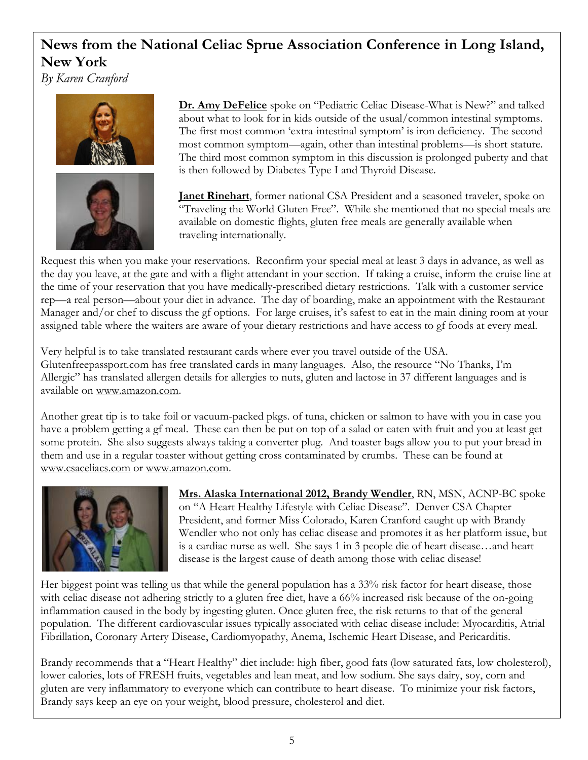## News from the National Celiac Sprue Association Conference in Long Island, New York

*By Karen Cranford*

**Dr. Amy DeFelice** spoke on "Pediatric Celiac Disease-What is New?" and talked about what to look for in kids outside of the usual/common intestinal symptoms. The first most common 'extra-intestinal symptom' is iron deficiency. The second most common symptom—again, other than intestinal problems—is short stature. The third most common symptom in this discussion is prolonged puberty and that is then followed by Diabetes Type I and Thyroid Disease.

**Janet Rinehart**, former national CSA President and a seasoned traveler, spoke on "Traveling the World Gluten Free". While she mentioned that no special meals are available on domestic flights, gluten free meals are generally available when traveling internationally.

Request this when you make your reservations. Reconfirm your special meal at least 3 days in advance, as well as the day you leave, at the gate and with a flight attendant in your section. If taking a cruise, inform the cruise line at the time of your reservation that you have medically-prescribed dietary restrictions. Talk with a customer service rep—a real person—about your diet in advance. The day of boarding, make an appointment with the Restaurant Manager and/or chef to discuss the gf options. For large cruises, it's safest to eat in the main dining room at your assigned table where the waiters are aware of your dietary restrictions and have access to gf foods at every meal.

Very helpful is to take translated restaurant cards where ever you travel outside of the USA. Glutenfreepassport.com has free translated cards in many languages. Also, the resource "No Thanks, I'm Allergic" has translated allergen details for allergies to nuts, gluten and lactose in 37 different languages and is available on www.amazon.com.

Another great tip is to take foil or vacuum-packed pkgs. of tuna, chicken or salmon to have with you in case you have a problem getting a gf meal. These can then be put on top of a salad or eaten with fruit and you at least get some protein. She also suggests always taking a converter plug. And toaster bags allow you to put your bread in them and use in a regular toaster without getting cross contaminated by crumbs. These can be found at www.csaceliacs.com or www.amazon.com.

**Mrs. Alaska International 2012, Brandy Wendler**, RN, MSN, ACNP-BC spoke on "A Heart Healthy Lifestyle with Celiac Disease". Denver CSA Chapter President, and former Miss Colorado, Karen Cranford caught up with Brandy Wendler who not only has celiac disease and promotes it as her platform issue, but is a cardiac nurse as well. She says 1 in 3 people die of heart disease…and heart disease is the largest cause of death among those with celiac disease!

Her biggest point was telling us that while the general population has a 33% risk factor for heart disease, those with celiac disease not adhering strictly to a gluten free diet, have a 66% increased risk because of the on-going inflammation caused in the body by ingesting gluten. Once gluten free, the risk returns to that of the general population. The different cardiovascular issues typically associated with celiac disease include: Myocarditis, Atrial Fibrillation, Coronary Artery Disease, Cardiomyopathy, Anema, Ischemic Heart Disease, and Pericarditis.

Brandy recommends that a "Heart Healthy" diet include: high fiber, good fats (low saturated fats, low cholesterol), lower calories, lots of FRESH fruits, vegetables and lean meat, and low sodium. She says dairy, soy, corn and gluten are very inflammatory to everyone which can contribute to heart disease. To minimize your risk factors, Brandy says keep an eye on your weight, blood pressure, cholesterol and diet.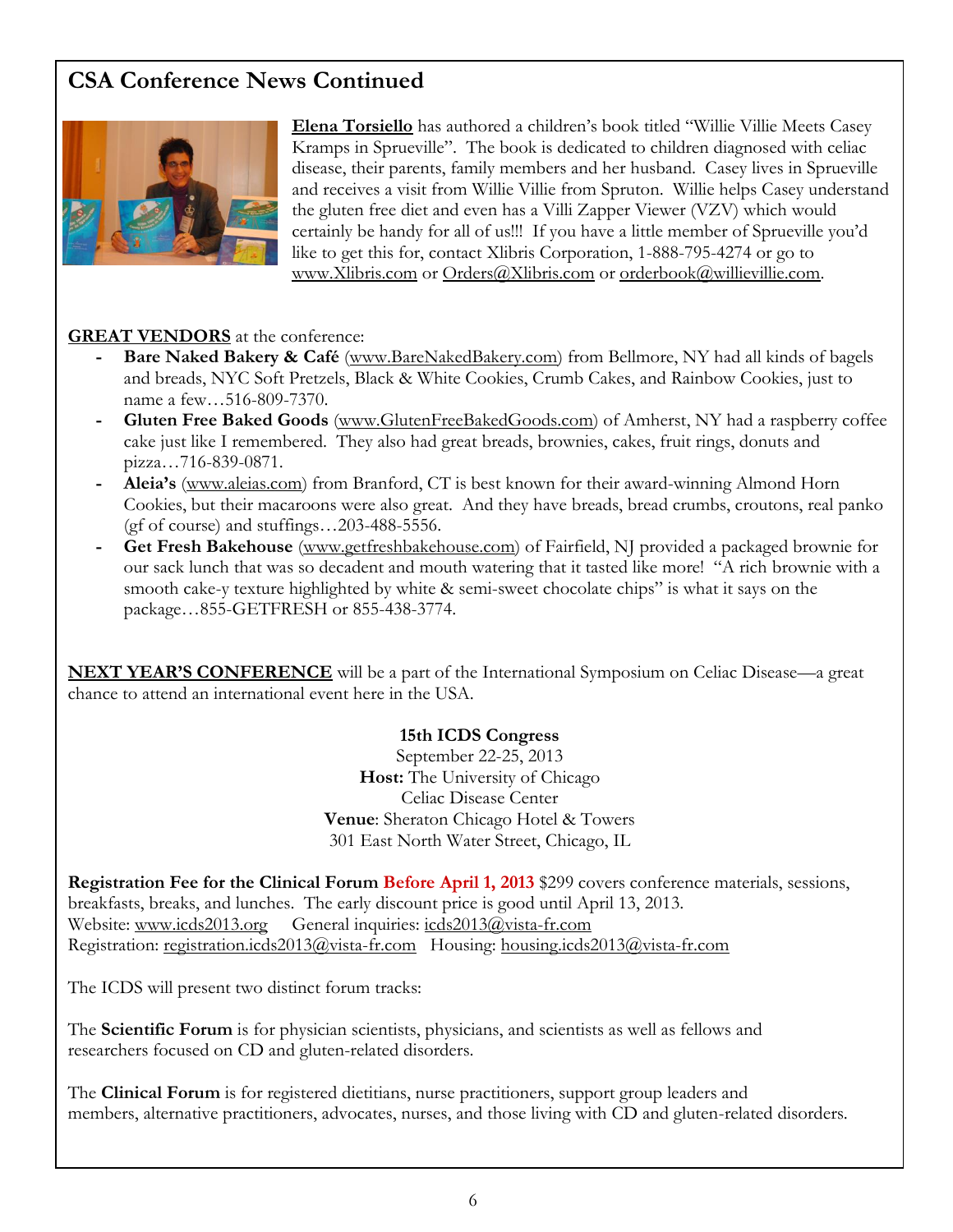## CSA Conference News Continued

**Elena Torsiello** has authored a children's book titled "Willie Villie Meets Casey Kramps in Sprueville". The book is dedicated to children diagnosed with celiac disease, their parents, family members and her husband. Casey lives in Sprueville and receives a visit from Willie Villie from Spruton. Willie helps Casey understand the gluten free diet and even has a Villi Zapper Viewer (VZV) which would certainly be handy for all of us!!! If you have a little member of Sprueville you'd like to get this for, contact Xlibris Corporation, 1-888-795-4274 or go to www.Xlibris.com or Orders@Xlibris.com or orderbook@willievillie.com.

**GREAT VENDORS** at the conference:

- **Bare Naked Bakery & Café** (www.BareNakedBakery.com) from Bellmore, NY had all kinds of bagels and breads, NYC Soft Pretzels, Black & White Cookies, Crumb Cakes, and Rainbow Cookies, just to name a few…516-809-7370.
- **Gluten Free Baked Goods** (www.GlutenFreeBakedGoods.com) of Amherst, NY had a raspberry coffee cake just like I remembered. They also had great breads, brownies, cakes, fruit rings, donuts and pizza…716-839-0871.
- **Aleia's** (www.aleias.com) from Branford, CT is best known for their award-winning Almond Horn Cookies, but their macaroons were also great. And they have breads, bread crumbs, croutons, real panko (gf of course) and stuffings…203-488-5556.
- **Get Fresh Bakehouse** (www.getfreshbakehouse.com) of Fairfield, NJ provided a packaged brownie for our sack lunch that was so decadent and mouth watering that it tasted like more! "A rich brownie with a smooth cake-y texture highlighted by white & semi-sweet chocolate chips" is what it says on the package…855-GETFRESH or 855-438-3774.

**NEXT YEAR'S CONFERENCE** will be a part of the International Symposium on Celiac Disease—a great chance to attend an international event here in the USA.

**15th ICDS Congress**
September 22-25, 2013
**Host:** The University of Chicago
Celiac Disease Center
**Venue**: Sheraton Chicago Hotel & Towers
301 East North Water Street, Chicago, IL

**Registration Fee for the Clinical Forum Before April 1, 2013** $299 covers conference materials, sessions, breakfasts, breaks, and lunches. The early discount price is good until April 13, 2013.
Website: www.icds2013.org General inquiries: icds2013@vista-fr.com
Registration: registration.icds2013@vista-fr.com Housing: housing.icds2013@vista-fr.com

The ICDS will present two distinct forum tracks:

The **Scientific Forum** is for physician scientists, physicians, and scientists as well as fellows and researchers focused on CD and gluten-related disorders.

The **Clinical Forum** is for registered dietitians, nurse practitioners, support group leaders and members, alternative practitioners, advocates, nurses, and those living with CD and gluten-related disorders.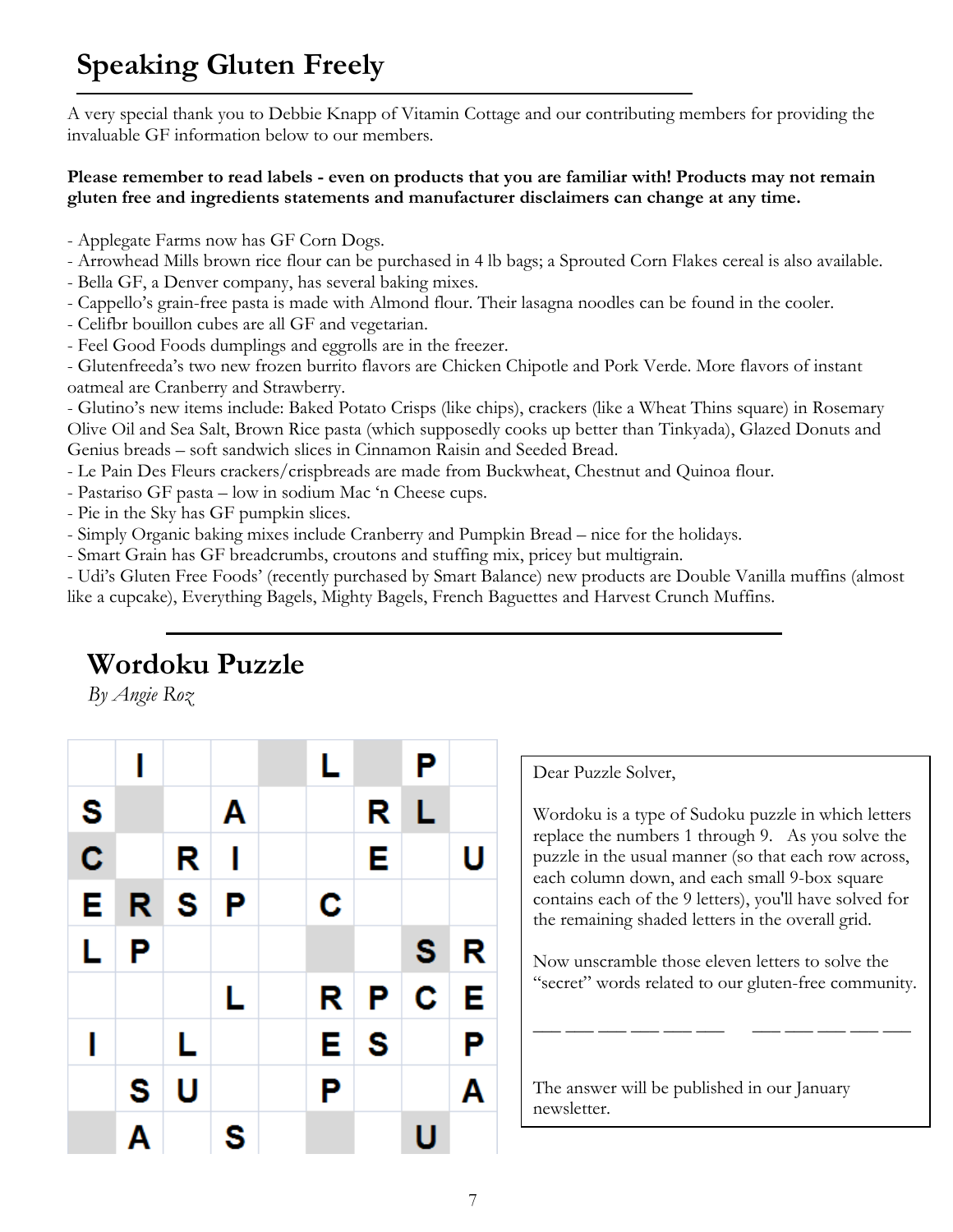# Speaking Gluten Freely

A very special thank you to Debbie Knapp of Vitamin Cottage and our contributing members for providing the invaluable GF information below to our members.

**Please remember to read labels - even on products that you are familiar with! Products may not remain gluten free and ingredients statements and manufacturer disclaimers can change at any time.**

- Applegate Farms now has GF Corn Dogs.
- Arrowhead Mills brown rice flour can be purchased in 4 lb bags; a Sprouted Corn Flakes cereal is also available.
- Bella GF, a Denver company, has several baking mixes.
- Cappello's grain-free pasta is made with Almond flour. Their lasagna noodles can be found in the cooler.
- Celifbr bouillon cubes are all GF and vegetarian.
- Feel Good Foods dumplings and eggrolls are in the freezer.
- Glutenfreeda's two new frozen burrito flavors are Chicken Chipotle and Pork Verde. More flavors of instant oatmeal are Cranberry and Strawberry.
- Glutino's new items include: Baked Potato Crisps (like chips), crackers (like a Wheat Thins square) in Rosemary Olive Oil and Sea Salt, Brown Rice pasta (which supposedly cooks up better than Tinkyada), Glazed Donuts and Genius breads – soft sandwich slices in Cinnamon Raisin and Seeded Bread.
- Le Pain Des Fleurs crackers/crispbreads are made from Buckwheat, Chestnut and Quinoa flour.
- Pastariso GF pasta – low in sodium Mac 'n Cheese cups.
- Pie in the Sky has GF pumpkin slices.
- Simply Organic baking mixes include Cranberry and Pumpkin Bread – nice for the holidays.
- Smart Grain has GF breadcrumbs, croutons and stuffing mix, pricey but multigrain.
- Udi's Gluten Free Foods' (recently purchased by Smart Balance) new products are Double Vanilla muffins (almost like a cupcake), Everything Bagels, Mighty Bagels, French Baguettes and Harvest Crunch Muffins.

## Wordoku Puzzle

*By Angie Roz*

|   |   |   |   |   |   |   |   |   |
|---|---|---|---|---|---|---|---|---|
|   | I |   |   |   | L |   | P |   |
| S |   |   | A |   |   | R | L |   |
| C |   | R | I |   |   | E |   | U |
| E | R | S | P |   | C |   |   |   |
| L | P |   |   |   |   |   | S | R |
|   |   |   | L |   | R | P | C | E |
| I |   | L |   |   | E | S |   | P |
|   | S | U |   |   | P |   |   | A |
|   | A |   | S |   |   |   | U |   |

Dear Puzzle Solver,

Wordoku is a type of Sudoku puzzle in which letters replace the numbers 1 through 9. As you solve the puzzle in the usual manner (so that each row across, each column down, and each small 9-box square contains each of the 9 letters), you'll have solved for the remaining shaded letters in the overall grid.

Now unscramble those eleven letters to solve the "secret" words related to our gluten-free community.

\_\_ \_\_ \_\_ \_\_ \_\_ \_\_   \_\_ \_\_ \_\_ \_\_ \_\_

The answer will be published in our January newsletter.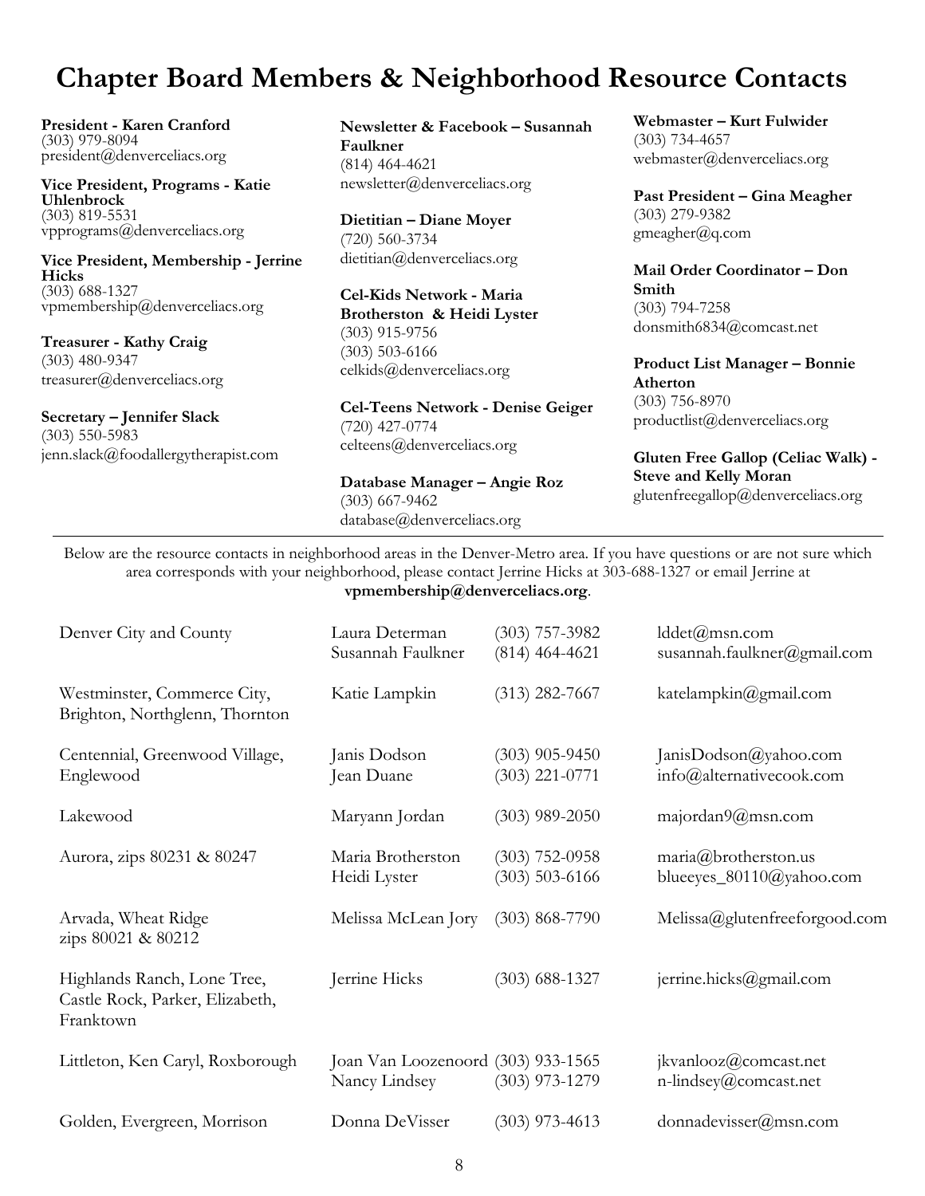# Chapter Board Members & Neighborhood Resource Contacts

**President - Karen Cranford**
(303) 979-8094
president@denverceliacs.org

**Vice President, Programs - Katie Uhlenbrock**
(303) 819-5531
vpprograms@denverceliacs.org

**Vice President, Membership - Jerrine Hicks**
(303) 688-1327
vpmembership@denverceliacs.org

**Treasurer - Kathy Craig**
(303) 480-9347
treasurer@denverceliacs.org

**Secretary – Jennifer Slack**
(303) 550-5983
jenn.slack@foodallergytherapist.com

**Newsletter & Facebook – Susannah Faulkner**
(814) 464-4621
newsletter@denverceliacs.org

**Dietitian – Diane Moyer**
(720) 560-3734
dietitian@denverceliacs.org

**Cel-Kids Network - Maria Brotherston & Heidi Lyster**
(303) 915-9756
(303) 503-6166
celkids@denverceliacs.org

**Cel-Teens Network - Denise Geiger**
(720) 427-0774
celteens@denverceliacs.org

**Database Manager – Angie Roz**
(303) 667-9462
database@denverceliacs.org

**Webmaster – Kurt Fulwider**
(303) 734-4657
webmaster@denverceliacs.org

**Past President – Gina Meagher**
(303) 279-9382
gmeagher@q.com

**Mail Order Coordinator – Don Smith**
(303) 794-7258
donsmith6834@comcast.net

**Product List Manager – Bonnie Atherton**
(303) 756-8970
productlist@denverceliacs.org

**Gluten Free Gallop (Celiac Walk) - Steve and Kelly Moran**
glutenfreegallop@denverceliacs.org

---

Below are the resource contacts in neighborhood areas in the Denver-Metro area. If you have questions or are not sure which area corresponds with your neighborhood, please contact Jerrine Hicks at 303-688-1327 or email Jerrine at **vpmembership@denverceliacs.org**.

| Area | Contact | Phone | Email |
|---|---|---|---|
| Denver City and County | Laura Determan<br>Susannah Faulkner | (303) 757-3982<br>(814) 464-4621 | lddet@msn.com<br>susannah.faulkner@gmail.com |
| Westminster, Commerce City, Brighton, Northglenn, Thornton | Katie Lampkin | (313) 282-7667 | katelampkin@gmail.com |
| Centennial, Greenwood Village, Englewood | Janis Dodson<br>Jean Duane | (303) 905-9450<br>(303) 221-0771 | JanisDodson@yahoo.com<br>info@alternativecook.com |
| Lakewood | Maryann Jordan | (303) 989-2050 | majordan9@msn.com |
| Aurora, zips 80231 & 80247 | Maria Brotherston<br>Heidi Lyster | (303) 752-0958<br>(303) 503-6166 | maria@brotherston.us<br>blueeyes_80110@yahoo.com |
| Arvada, Wheat Ridge zips 80021 & 80212 | Melissa McLean Jory | (303) 868-7790 | Melissa@glutenfreeforgood.com |
| Highlands Ranch, Lone Tree, Castle Rock, Parker, Elizabeth, Franktown | Jerrine Hicks | (303) 688-1327 | jerrine.hicks@gmail.com |
| Littleton, Ken Caryl, Roxborough | Joan Van Loozenoord<br>Nancy Lindsey | (303) 933-1565<br>(303) 973-1279 | jkvanlooz@comcast.net<br>n-lindsey@comcast.net |
| Golden, Evergreen, Morrison | Donna DeVisser | (303) 973-4613 | donnadevisser@msn.com |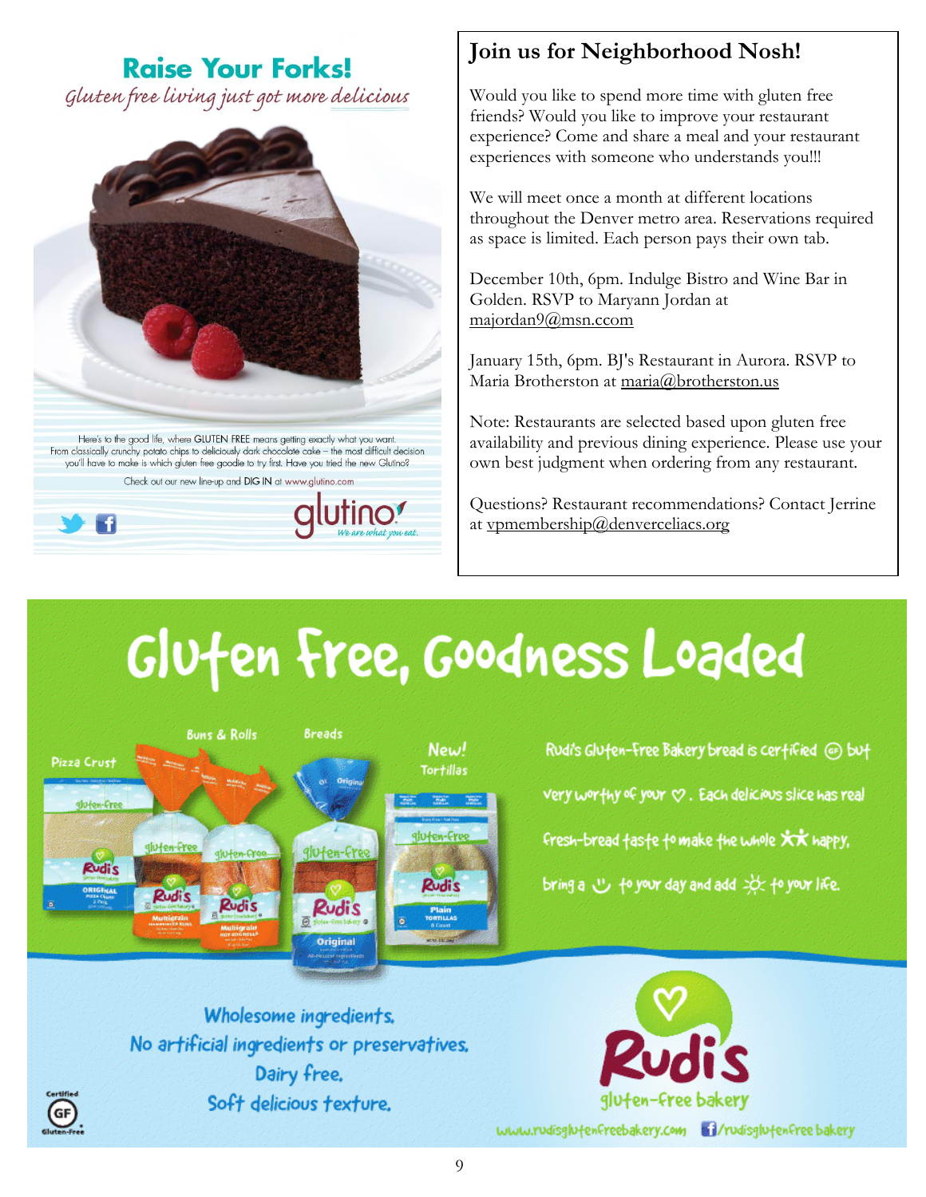## Raise Your Forks!

*Gluten free living just got more delicious*

Here's to the good life, where GLUTEN FREE means getting exactly what you want. From classically crunchy potato chips to deliciously dark chocolate cake – the most difficult decision you'll have to make is which gluten free goodie to try first. Have you tried the new Glutino?

Check out our new line-up and DIG IN at www.glutino.com

glutino *We are what you eat.*

## Join us for Neighborhood Nosh!

Would you like to spend more time with gluten free friends? Would you like to improve your restaurant experience? Come and share a meal and your restaurant experiences with someone who understands you!!!

We will meet once a month at different locations throughout the Denver metro area. Reservations required as space is limited. Each person pays their own tab.

December 10th, 6pm. Indulge Bistro and Wine Bar in Golden. RSVP to Maryann Jordan at majordan9@msn.ccom

January 15th, 6pm. BJ's Restaurant in Aurora. RSVP to Maria Brotherston at maria@brotherston.us

Note: Restaurants are selected based upon gluten free availability and previous dining experience. Please use your own best judgment when ordering from any restaurant.

Questions? Restaurant recommendations? Contact Jerrine at vpmembership@denverceliacs.org

## Gluten Free, Goodness Loaded

Pizza Crust | Buns & Rolls | Breads | New! Tortillas

Rudi's Gluten-Free Bakery bread is certified GF but very worthy of your ♡. Each delicious slice has real fresh-bread taste to make the whole ★★ happy, bring a ☺ to your day and add ☼ to your life.

Wholesome ingredients.
No artificial ingredients or preservatives.
Dairy free.
Soft delicious texture.

Certified GF Gluten-Free

Rudi's gluten-free bakery

www.rudisglutenfreebakery.com /rudisglutenfreebakery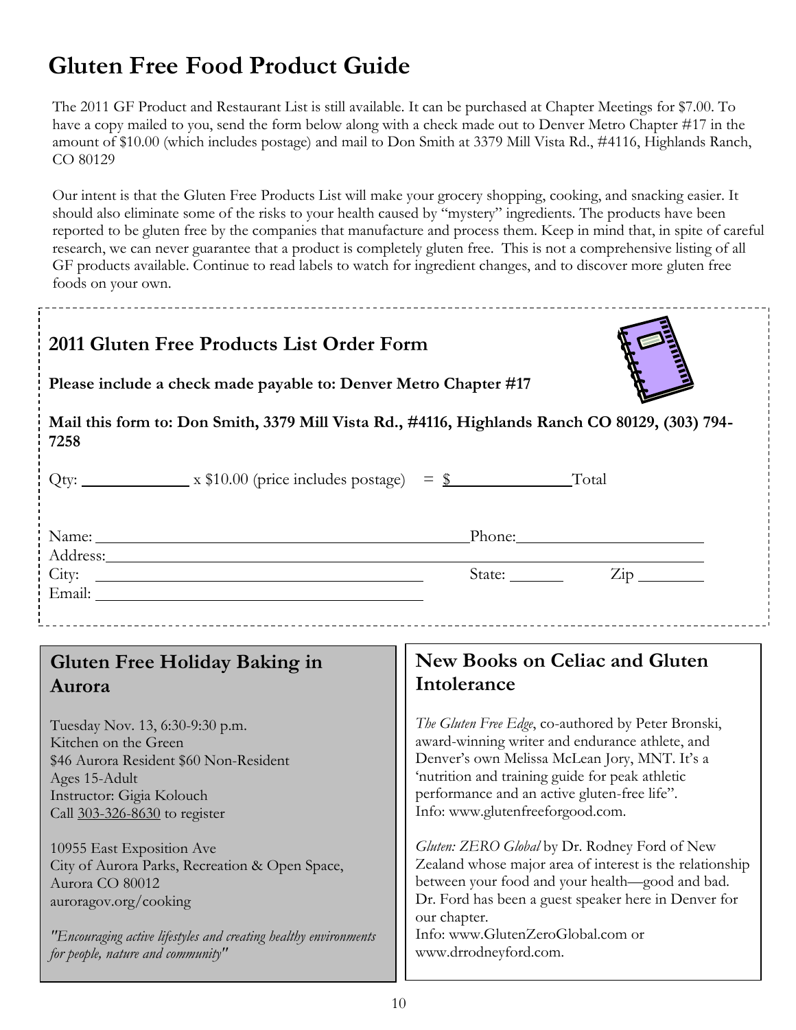# Gluten Free Food Product Guide

The 2011 GF Product and Restaurant List is still available. It can be purchased at Chapter Meetings for $7.00. To have a copy mailed to you, send the form below along with a check made out to Denver Metro Chapter #17 in the amount of $10.00 (which includes postage) and mail to Don Smith at 3379 Mill Vista Rd., #4116, Highlands Ranch, CO 80129

Our intent is that the Gluten Free Products List will make your grocery shopping, cooking, and snacking easier. It should also eliminate some of the risks to your health caused by "mystery" ingredients. The products have been reported to be gluten free by the companies that manufacture and process them. Keep in mind that, in spite of careful research, we can never guarantee that a product is completely gluten free. This is not a comprehensive listing of all GF products available. Continue to read labels to watch for ingredient changes, and to discover more gluten free foods on your own.

## 2011 Gluten Free Products List Order Form

**Please include a check made payable to: Denver Metro Chapter #17**

**Mail this form to: Don Smith, 3379 Mill Vista Rd., #4116, Highlands Ranch CO 80129, (303) 794-7258**

Qty: ____________ x $10.00 (price includes postage) = $______________ Total

Name: ______________________________________________ Phone: ______________________

Address: ____________________________________________________________________

City: ______________________________________ State: ______ Zip ________

Email: ______________________________________

## Gluten Free Holiday Baking in Aurora

Tuesday Nov. 13, 6:30-9:30 p.m.
Kitchen on the Green
$46 Aurora Resident $60 Non-Resident
Ages 15-Adult
Instructor: Gigia Kolouch
Call 303-326-8630 to register

10955 East Exposition Ave
City of Aurora Parks, Recreation & Open Space,
Aurora CO 80012
auroragov.org/cooking

*"Encouraging active lifestyles and creating healthy environments for people, nature and community"*

## New Books on Celiac and Gluten Intolerance

*The Gluten Free Edge*, co-authored by Peter Bronski, award-winning writer and endurance athlete, and Denver's own Melissa McLean Jory, MNT. It's a 'nutrition and training guide for peak athletic performance and an active gluten-free life".
Info: www.glutenfreeforgood.com.

*Gluten: ZERO Global* by Dr. Rodney Ford of New Zealand whose major area of interest is the relationship between your food and your health—good and bad. Dr. Ford has been a guest speaker here in Denver for our chapter.
Info: www.GlutenZeroGlobal.com or www.drrodneyford.com.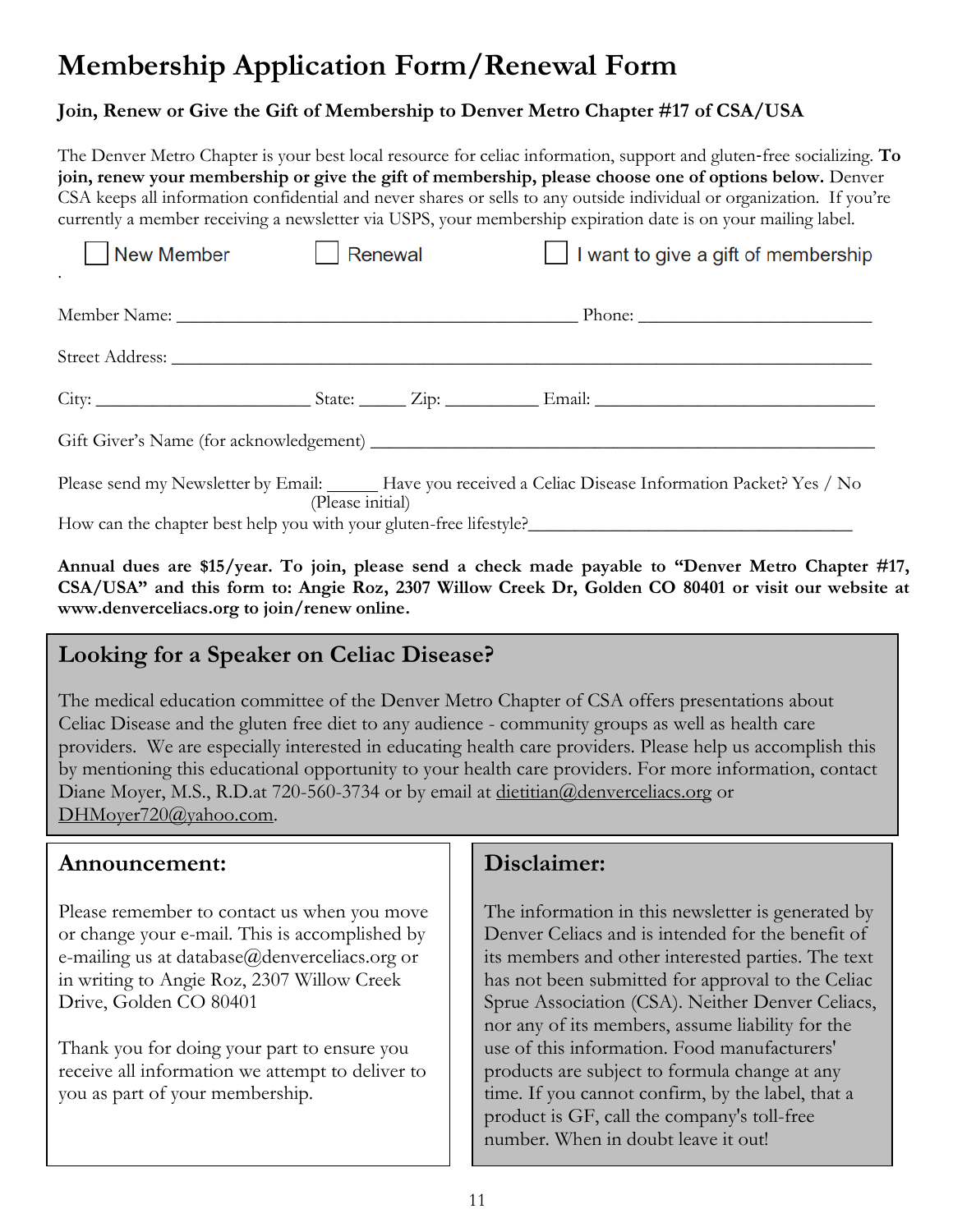# Membership Application Form/Renewal Form

**Join, Renew or Give the Gift of Membership to Denver Metro Chapter #17 of CSA/USA**

The Denver Metro Chapter is your best local resource for celiac information, support and gluten-free socializing. **To join, renew your membership or give the gift of membership, please choose one of options below.** Denver CSA keeps all information confidential and never shares or sells to any outside individual or organization. If you're currently a member receiving a newsletter via USPS, your membership expiration date is on your mailing label.

☐ New Member ☐ Renewal ☐ I want to give a gift of membership

Member Name: ______________________________________ Phone: ____________________

Street Address: ______________________________________________________________

City: ____________________ State: _____ Zip: _________ Email: ___________________________

Gift Giver's Name (for acknowledgement) _______________________________________________

Please send my Newsletter by Email: _____ (Please initial) Have you received a Celiac Disease Information Packet? Yes / No

How can the chapter best help you with your gluten-free lifestyle?_______________________________

**Annual dues are $15/year. To join, please send a check made payable to "Denver Metro Chapter #17, CSA/USA" and this form to: Angie Roz, 2307 Willow Creek Dr, Golden CO 80401 or visit our website at www.denverceliacs.org to join/renew online.**

## Looking for a Speaker on Celiac Disease?

The medical education committee of the Denver Metro Chapter of CSA offers presentations about Celiac Disease and the gluten free diet to any audience - community groups as well as health care providers. We are especially interested in educating health care providers. Please help us accomplish this by mentioning this educational opportunity to your health care providers. For more information, contact Diane Moyer, M.S., R.D.at 720-560-3734 or by email at dietitian@denverceliacs.org or DHMoyer720@yahoo.com.

## Announcement:

Please remember to contact us when you move or change your e-mail. This is accomplished by e-mailing us at database@denverceliacs.org or in writing to Angie Roz, 2307 Willow Creek Drive, Golden CO 80401

Thank you for doing your part to ensure you receive all information we attempt to deliver to you as part of your membership.

## Disclaimer:

The information in this newsletter is generated by Denver Celiacs and is intended for the benefit of its members and other interested parties. The text has not been submitted for approval to the Celiac Sprue Association (CSA). Neither Denver Celiacs, nor any of its members, assume liability for the use of this information. Food manufacturers' products are subject to formula change at any time. If you cannot confirm, by the label, that a product is GF, call the company's toll-free number. When in doubt leave it out!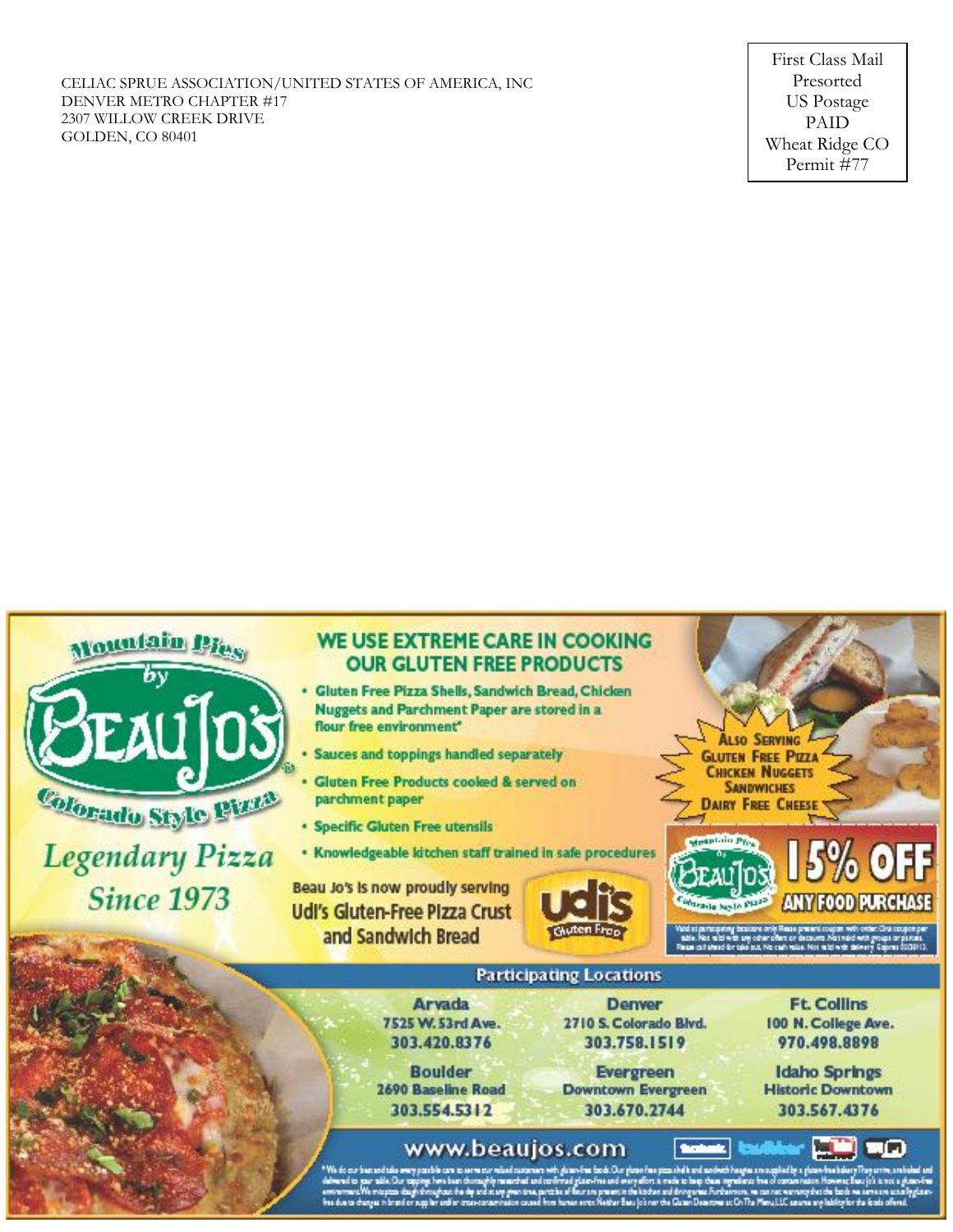CELIAC SPRUE ASSOCIATION/UNITED STATES OF AMERICA, INC
DENVER METRO CHAPTER #17
2307 WILLOW CREEK DRIVE
GOLDEN, CO 80401

First Class Mail
Presorted
US Postage
PAID
Wheat Ridge CO
Permit #77

Mountain Pies by BeauJo's Colorado Style Pizza

*Legendary Pizza Since 1973*

## WE USE EXTREME CARE IN COOKING OUR GLUTEN FREE PRODUCTS

- Gluten Free Pizza Shells, Sandwich Bread, Chicken Nuggets and Parchment Paper are stored in a flour free environment*
- Sauces and toppings handled separately
- Gluten Free Products cooked & served on parchment paper
- Specific Gluten Free utensils
- Knowledgeable kitchen staff trained in safe procedures

Beau Jo's is now proudly serving Udi's Gluten-Free Pizza Crust and Sandwich Bread

Udi's Gluten Free

ALSO SERVING GLUTEN FREE PIZZA CHICKEN NUGGETS SANDWICHES DAIRY FREE CHEESE

**15% OFF ANY FOOD PURCHASE**

Valid at participating locations only. Please present coupon with order. One coupon per table. Not valid with any other offers or discounts. Not valid with groups or parties. Please call ahead for take out. No cash value. Not valid with delivery. Expires 02/2013.

### Participating Locations

| | | |
|---|---|---|
| **Arvada**<br>7525 W. 53rd Ave.<br>303.420.8376 | **Denver**<br>2710 S. Colorado Blvd.<br>303.758.1519 | **Ft. Collins**<br>100 N. College Ave.<br>970.498.8898 |
| **Boulder**<br>2690 Baseline Road<br>303.554.5312 | **Evergreen**<br>Downtown Evergreen<br>303.670.2744 | **Idaho Springs**<br>Historic Downtown<br>303.567.4376 |

www.beaujos.com

*We do our best and take every possible care to serve our valued customers with gluten-free foods. Our gluten free pizza shells and sandwich hoagies are supplied by a gluten-free bakery. They arrive, are baked and delivered to your table. Our toppings have been thoroughly researched and confirmed gluten-free and every effort is made to keep these ingredients free of contamination. However, Beau Jo's is not a gluten-free environment. We mix pizza dough throughout the day and at any given time, particles of flour are present in the kitchen and dining areas. Furthermore, we can not warranty that the foods we serve are actually gluten-free due to changes in brand or supplier and/or cross-contamination caused from human error. Neither Beau Jo's nor the Gluten Detective or On The Menu LLC assume any liability for the foods offered.